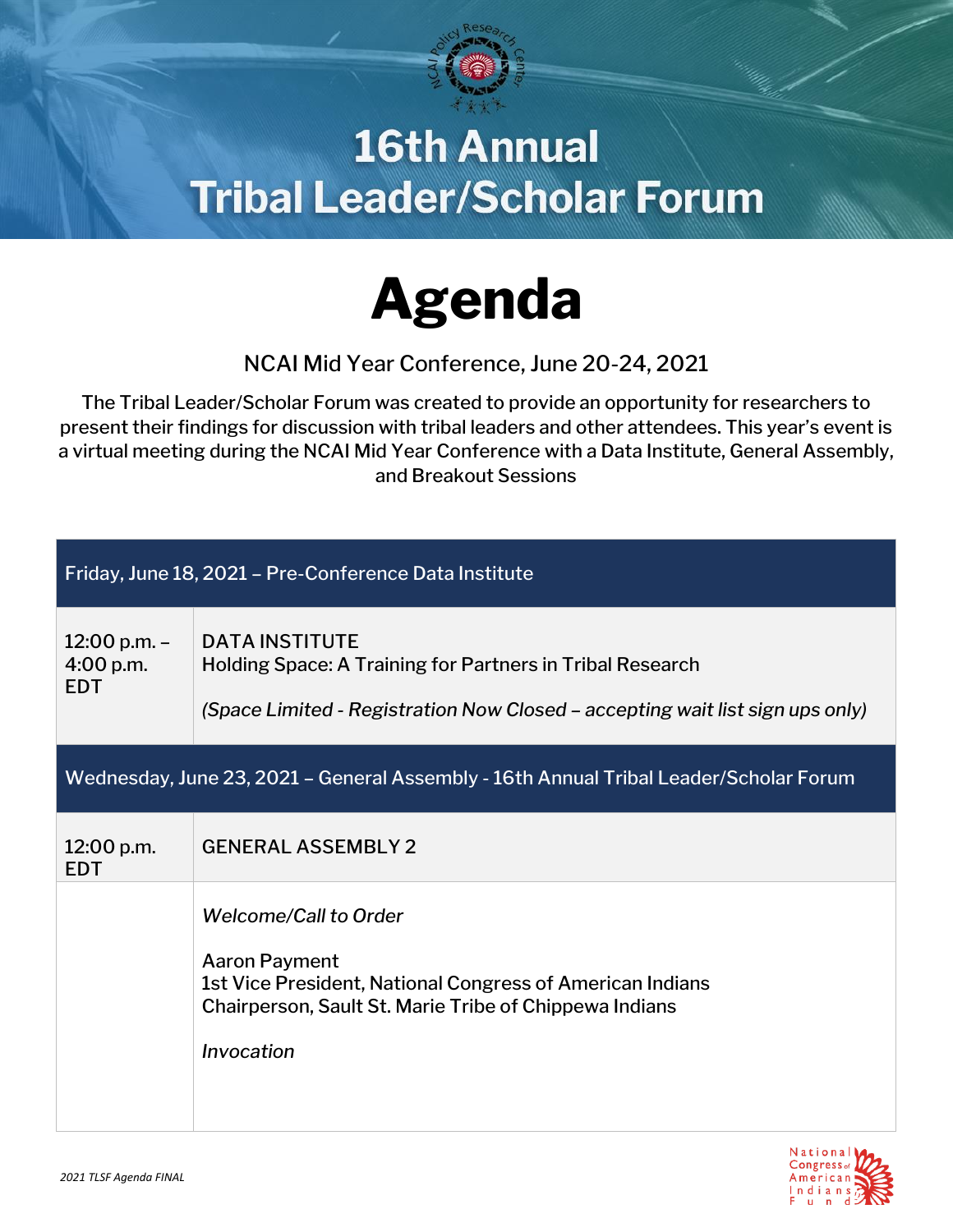# 16th Annual
# Tribal Leader/Scholar Forum

# Agenda

NCAI Mid Year Conference, June 20-24, 2021

The Tribal Leader/Scholar Forum was created to provide an opportunity for researchers to present their findings for discussion with tribal leaders and other attendees. This year's event is a virtual meeting during the NCAI Mid Year Conference with a Data Institute, General Assembly, and Breakout Sessions

| Friday, June 18, 2021 – Pre-Conference Data Institute | |
|---|---|
| 12:00 p.m. – 4:00 p.m. EDT | DATA INSTITUTE<br>Holding Space: A Training for Partners in Tribal Research<br><br>*(Space Limited - Registration Now Closed – accepting wait list sign ups only)* |
| **Wednesday, June 23, 2021 – General Assembly - 16th Annual Tribal Leader/Scholar Forum** | |
| 12:00 p.m. EDT | GENERAL ASSEMBLY 2 |
| | *Welcome/Call to Order*<br><br>Aaron Payment<br>1st Vice President, National Congress of American Indians<br>Chairperson, Sault St. Marie Tribe of Chippewa Indians<br><br>*Invocation* |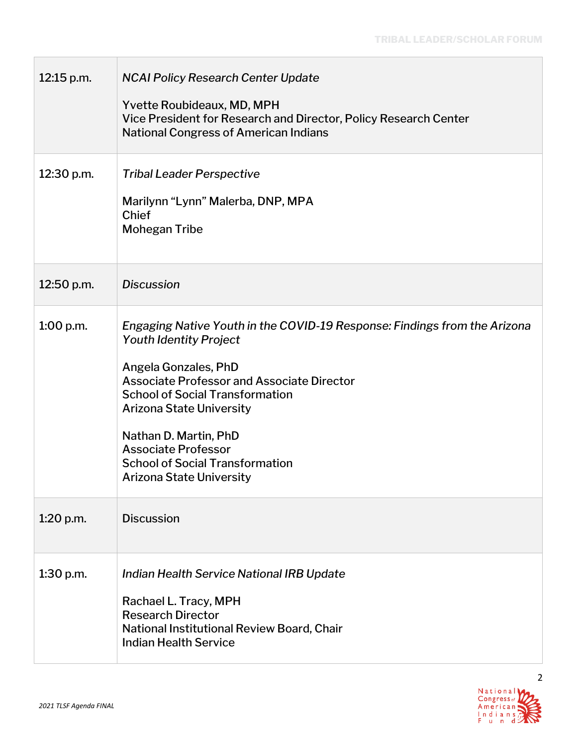| | |
|---|---|
| 12:15 p.m. | *NCAI Policy Research Center Update*<br><br>Yvette Roubideaux, MD, MPH<br>Vice President for Research and Director, Policy Research Center<br>National Congress of American Indians |
| 12:30 p.m. | *Tribal Leader Perspective*<br><br>Marilynn "Lynn" Malerba, DNP, MPA<br>Chief<br>Mohegan Tribe |
| 12:50 p.m. | *Discussion* |
| 1:00 p.m. | *Engaging Native Youth in the COVID-19 Response: Findings from the Arizona Youth Identity Project*<br><br>Angela Gonzales, PhD<br>Associate Professor and Associate Director<br>School of Social Transformation<br>Arizona State University<br><br>Nathan D. Martin, PhD<br>Associate Professor<br>School of Social Transformation<br>Arizona State University |
| 1:20 p.m. | Discussion |
| 1:30 p.m. | *Indian Health Service National IRB Update*<br><br>Rachael L. Tracy, MPH<br>Research Director<br>National Institutional Review Board, Chair<br>Indian Health Service |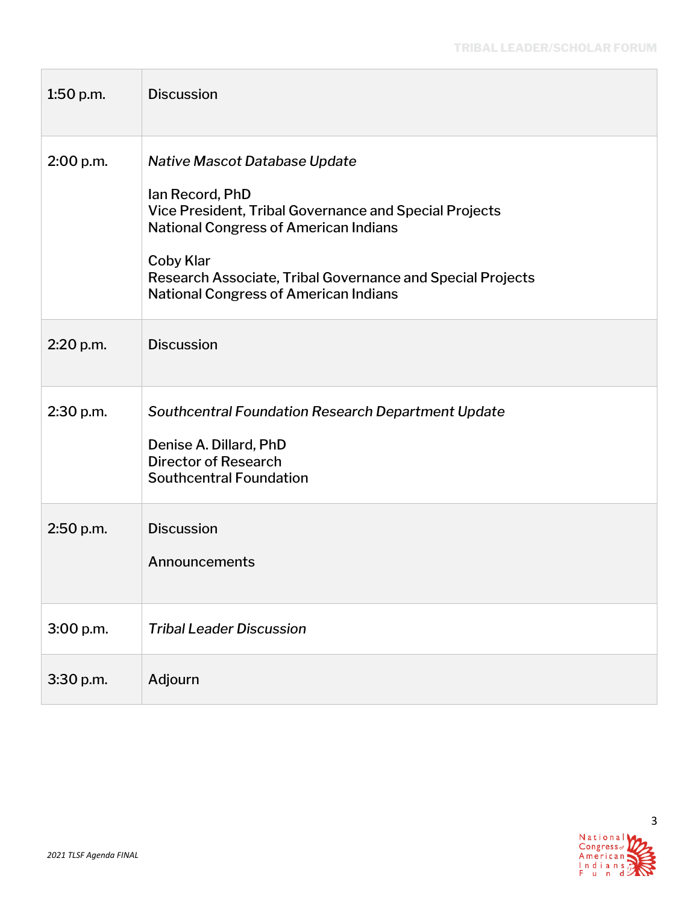| | |
|---|---|
| 1:50 p.m. | Discussion |
| 2:00 p.m. | *Native Mascot Database Update*<br><br>Ian Record, PhD<br>Vice President, Tribal Governance and Special Projects<br>National Congress of American Indians<br><br>Coby Klar<br>Research Associate, Tribal Governance and Special Projects<br>National Congress of American Indians |
| 2:20 p.m. | Discussion |
| 2:30 p.m. | *Southcentral Foundation Research Department Update*<br><br>Denise A. Dillard, PhD<br>Director of Research<br>Southcentral Foundation |
| 2:50 p.m. | Discussion<br><br>Announcements |
| 3:00 p.m. | *Tribal Leader Discussion* |
| 3:30 p.m. | Adjourn |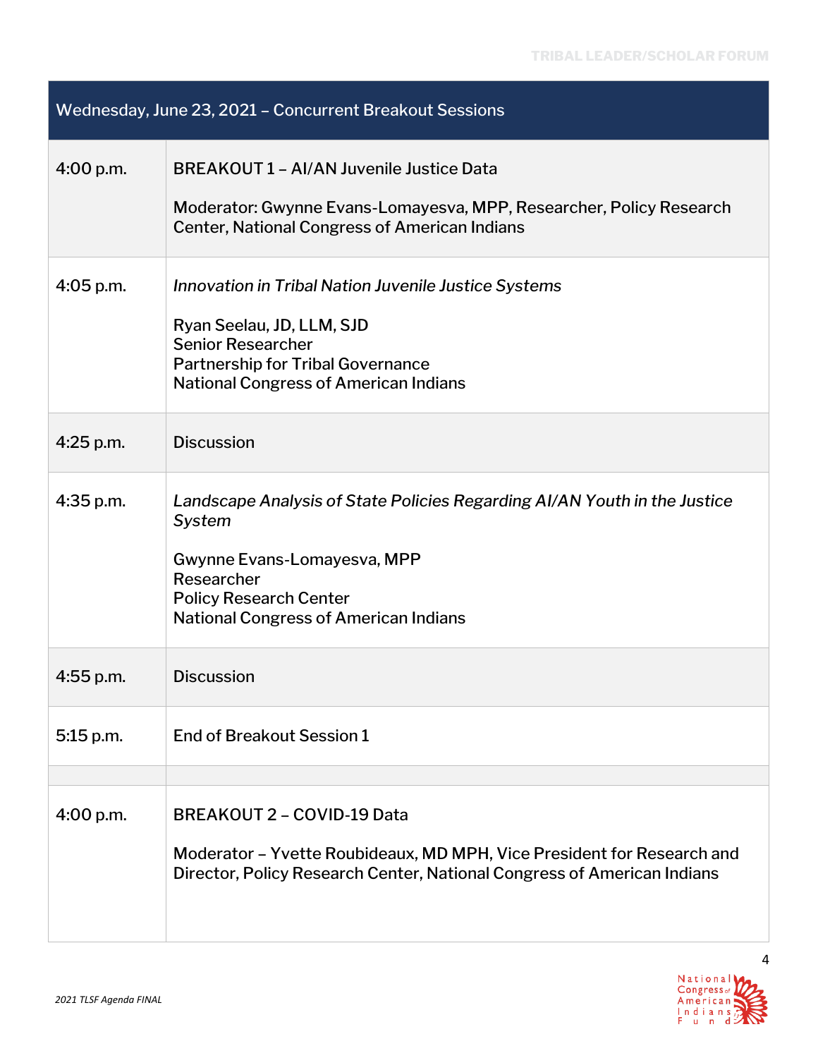| Wednesday, June 23, 2021 – Concurrent Breakout Sessions | |
|---|---|
| 4:00 p.m. | BREAKOUT 1 – AI/AN Juvenile Justice Data<br><br>Moderator: Gwynne Evans-Lomayesva, MPP, Researcher, Policy Research Center, National Congress of American Indians |
| 4:05 p.m. | *Innovation in Tribal Nation Juvenile Justice Systems*<br><br>Ryan Seelau, JD, LLM, SJD<br>Senior Researcher<br>Partnership for Tribal Governance<br>National Congress of American Indians |
| 4:25 p.m. | Discussion |
| 4:35 p.m. | *Landscape Analysis of State Policies Regarding AI/AN Youth in the Justice System*<br><br>Gwynne Evans-Lomayesva, MPP<br>Researcher<br>Policy Research Center<br>National Congress of American Indians |
| 4:55 p.m. | Discussion |
| 5:15 p.m. | End of Breakout Session 1 |
| | |
| 4:00 p.m. | BREAKOUT 2 – COVID-19 Data<br><br>Moderator – Yvette Roubideaux, MD MPH, Vice President for Research and Director, Policy Research Center, National Congress of American Indians |

2021 TLSF Agenda FINAL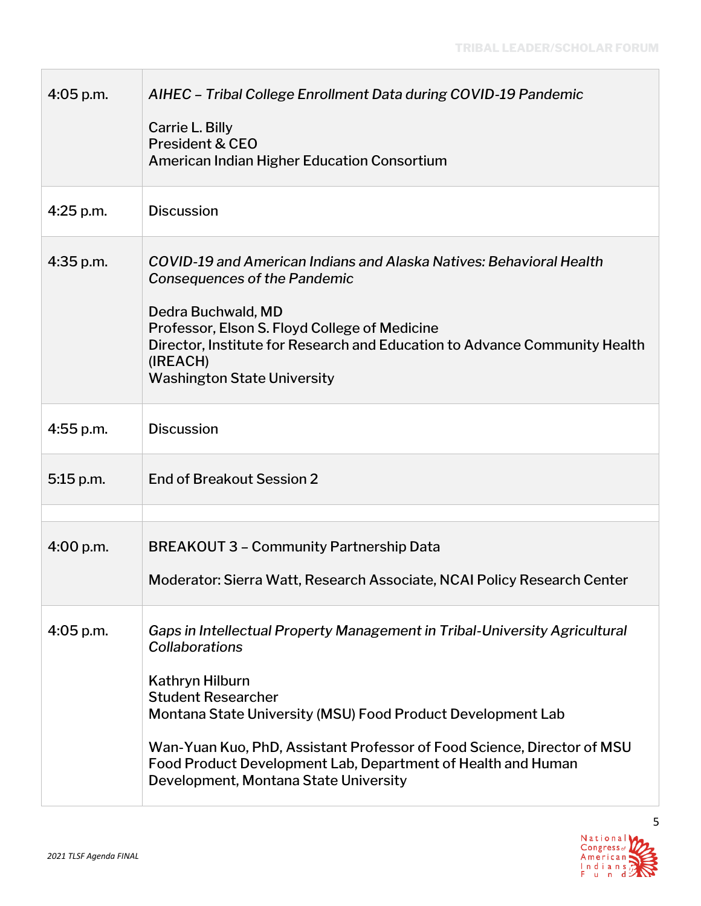| | |
|---|---|
| 4:05 p.m. | *AIHEC – Tribal College Enrollment Data during COVID-19 Pandemic*<br><br>Carrie L. Billy<br>President & CEO<br>American Indian Higher Education Consortium |
| 4:25 p.m. | Discussion |
| 4:35 p.m. | *COVID-19 and American Indians and Alaska Natives: Behavioral Health Consequences of the Pandemic*<br><br>Dedra Buchwald, MD<br>Professor, Elson S. Floyd College of Medicine<br>Director, Institute for Research and Education to Advance Community Health (IREACH)<br>Washington State University |
| 4:55 p.m. | Discussion |
| 5:15 p.m. | End of Breakout Session 2 |
| | |
| 4:00 p.m. | BREAKOUT 3 – Community Partnership Data<br><br>Moderator: Sierra Watt, Research Associate, NCAI Policy Research Center |
| 4:05 p.m. | *Gaps in Intellectual Property Management in Tribal-University Agricultural Collaborations*<br><br>Kathryn Hilburn<br>Student Researcher<br>Montana State University (MSU) Food Product Development Lab<br><br>Wan-Yuan Kuo, PhD, Assistant Professor of Food Science, Director of MSU Food Product Development Lab, Department of Health and Human Development, Montana State University |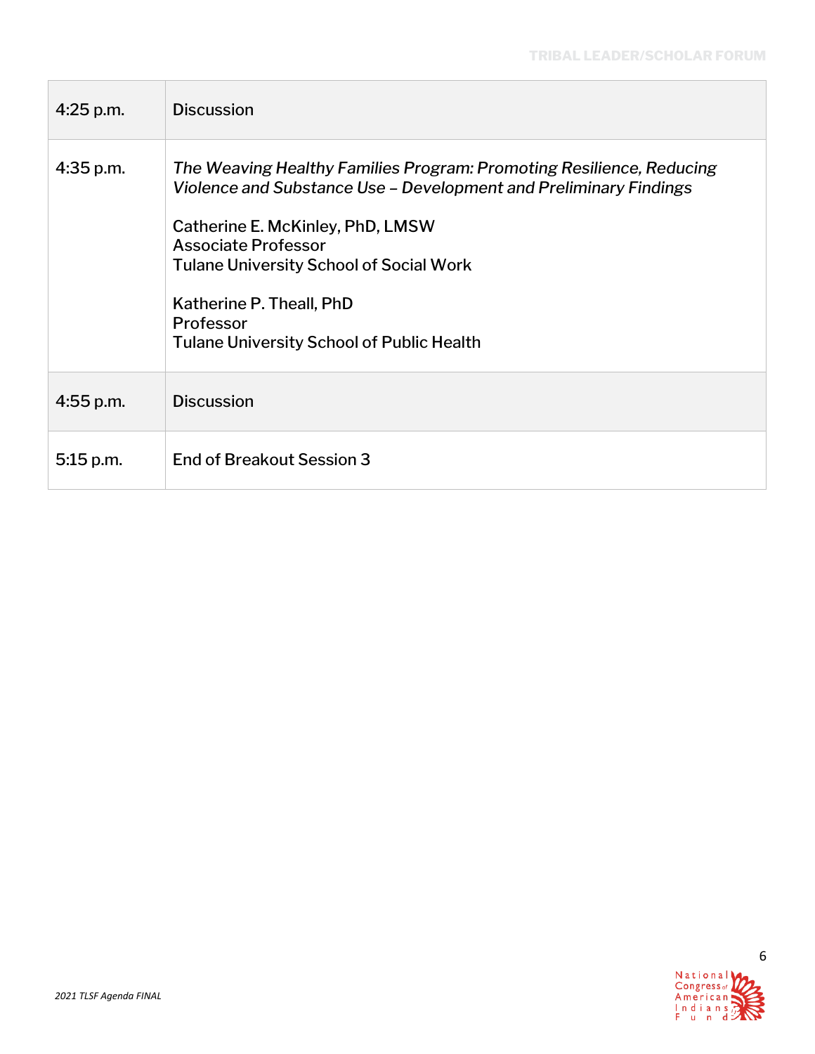| | |
|---|---|
| 4:25 p.m. | Discussion |
| 4:35 p.m. | *The Weaving Healthy Families Program: Promoting Resilience, Reducing Violence and Substance Use – Development and Preliminary Findings*<br><br>Catherine E. McKinley, PhD, LMSW<br>Associate Professor<br>Tulane University School of Social Work<br><br>Katherine P. Theall, PhD<br>Professor<br>Tulane University School of Public Health |
| 4:55 p.m. | Discussion |
| 5:15 p.m. | End of Breakout Session 3 |